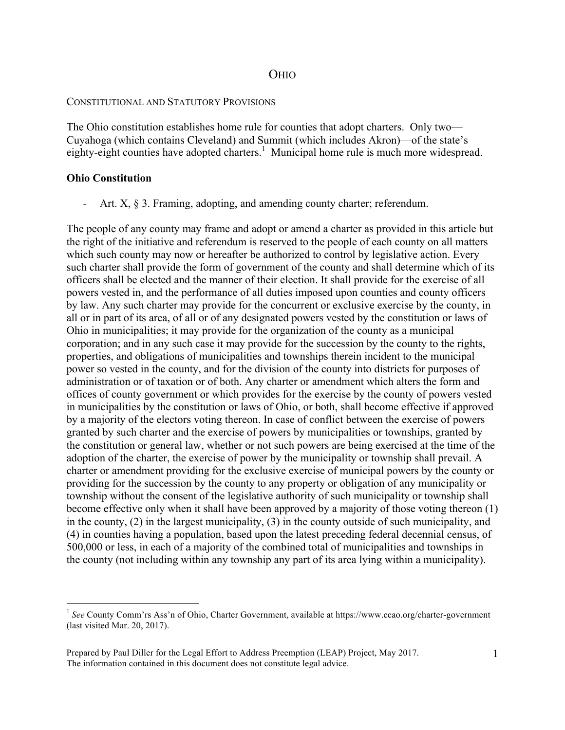# Ohio

## Constitutional and Statutory Provisions

The Ohio constitution establishes home rule for counties that adopt charters. Only two—Cuyahoga (which contains Cleveland) and Summit (which includes Akron)—of the state's eighty-eight counties have adopted charters.[1] Municipal home rule is much more widespread.

### Ohio Constitution

- Art. X, § 3. Framing, adopting, and amending county charter; referendum.

The people of any county may frame and adopt or amend a charter as provided in this article but the right of the initiative and referendum is reserved to the people of each county on all matters which such county may now or hereafter be authorized to control by legislative action. Every such charter shall provide the form of government of the county and shall determine which of its officers shall be elected and the manner of their election. It shall provide for the exercise of all powers vested in, and the performance of all duties imposed upon counties and county officers by law. Any such charter may provide for the concurrent or exclusive exercise by the county, in all or in part of its area, of all or of any designated powers vested by the constitution or laws of Ohio in municipalities; it may provide for the organization of the county as a municipal corporation; and in any such case it may provide for the succession by the county to the rights, properties, and obligations of municipalities and townships therein incident to the municipal power so vested in the county, and for the division of the county into districts for purposes of administration or of taxation or of both. Any charter or amendment which alters the form and offices of county government or which provides for the exercise by the county of powers vested in municipalities by the constitution or laws of Ohio, or both, shall become effective if approved by a majority of the electors voting thereon. In case of conflict between the exercise of powers granted by such charter and the exercise of powers by municipalities or townships, granted by the constitution or general law, whether or not such powers are being exercised at the time of the adoption of the charter, the exercise of power by the municipality or township shall prevail. A charter or amendment providing for the exclusive exercise of municipal powers by the county or providing for the succession by the county to any property or obligation of any municipality or township without the consent of the legislative authority of such municipality or township shall become effective only when it shall have been approved by a majority of those voting thereon (1) in the county, (2) in the largest municipality, (3) in the county outside of such municipality, and (4) in counties having a population, based upon the latest preceding federal decennial census, of 500,000 or less, in each of a majority of the combined total of municipalities and townships in the county (not including within any township any part of its area lying within a municipality).

---

[1] *See* County Comm'rs Ass'n of Ohio, Charter Government, available at https://www.ccao.org/charter-government (last visited Mar. 20, 2017).

Prepared by Paul Diller for the Legal Effort to Address Preemption (LEAP) Project, May 2017.
The information contained in this document does not constitute legal advice.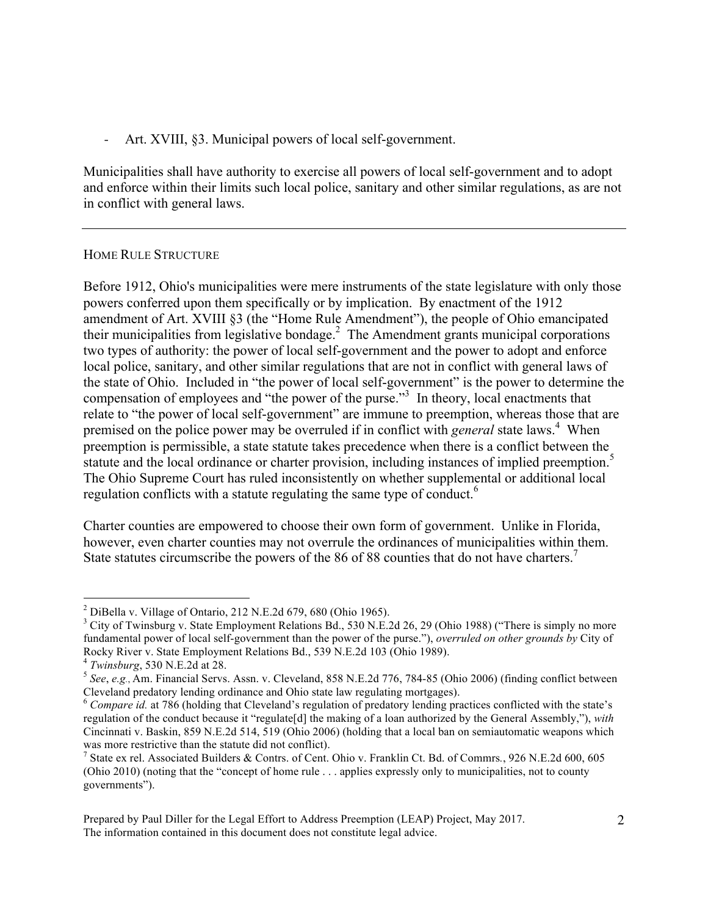- Art. XVIII, §3. Municipal powers of local self-government.

Municipalities shall have authority to exercise all powers of local self-government and to adopt and enforce within their limits such local police, sanitary and other similar regulations, as are not in conflict with general laws.

---

HOME RULE STRUCTURE

Before 1912, Ohio's municipalities were mere instruments of the state legislature with only those powers conferred upon them specifically or by implication. By enactment of the 1912 amendment of Art. XVIII §3 (the "Home Rule Amendment"), the people of Ohio emancipated their municipalities from legislative bondage.[2] The Amendment grants municipal corporations two types of authority: the power of local self-government and the power to adopt and enforce local police, sanitary, and other similar regulations that are not in conflict with general laws of the state of Ohio. Included in "the power of local self-government" is the power to determine the compensation of employees and "the power of the purse."[3] In theory, local enactments that relate to "the power of local self-government" are immune to preemption, whereas those that are premised on the police power may be overruled if in conflict with *general* state laws.[4] When preemption is permissible, a state statute takes precedence when there is a conflict between the statute and the local ordinance or charter provision, including instances of implied preemption.[5] The Ohio Supreme Court has ruled inconsistently on whether supplemental or additional local regulation conflicts with a statute regulating the same type of conduct.[6]

Charter counties are empowered to choose their own form of government. Unlike in Florida, however, even charter counties may not overrule the ordinances of municipalities within them. State statutes circumscribe the powers of the 86 of 88 counties that do not have charters.[7]

---

[2] DiBella v. Village of Ontario, 212 N.E.2d 679, 680 (Ohio 1965).

[3] City of Twinsburg v. State Employment Relations Bd., 530 N.E.2d 26, 29 (Ohio 1988) ("There is simply no more fundamental power of local self-government than the power of the purse."), *overruled on other grounds by* City of Rocky River v. State Employment Relations Bd., 539 N.E.2d 103 (Ohio 1989).

[4] *Twinsburg*, 530 N.E.2d at 28.

[5] *See*, *e.g.,* Am. Financial Servs. Assn. v. Cleveland, 858 N.E.2d 776, 784-85 (Ohio 2006) (finding conflict between Cleveland predatory lending ordinance and Ohio state law regulating mortgages).

[6] *Compare id.* at 786 (holding that Cleveland's regulation of predatory lending practices conflicted with the state's regulation of the conduct because it "regulate[d] the making of a loan authorized by the General Assembly,"), *with* Cincinnati v. Baskin, 859 N.E.2d 514, 519 (Ohio 2006) (holding that a local ban on semiautomatic weapons which was more restrictive than the statute did not conflict).

[7] State ex rel. Associated Builders & Contrs. of Cent. Ohio v. Franklin Ct. Bd. of Commrs., 926 N.E.2d 600, 605 (Ohio 2010) (noting that the "concept of home rule . . . applies expressly only to municipalities, not to county governments").

Prepared by Paul Diller for the Legal Effort to Address Preemption (LEAP) Project, May 2017.
The information contained in this document does not constitute legal advice.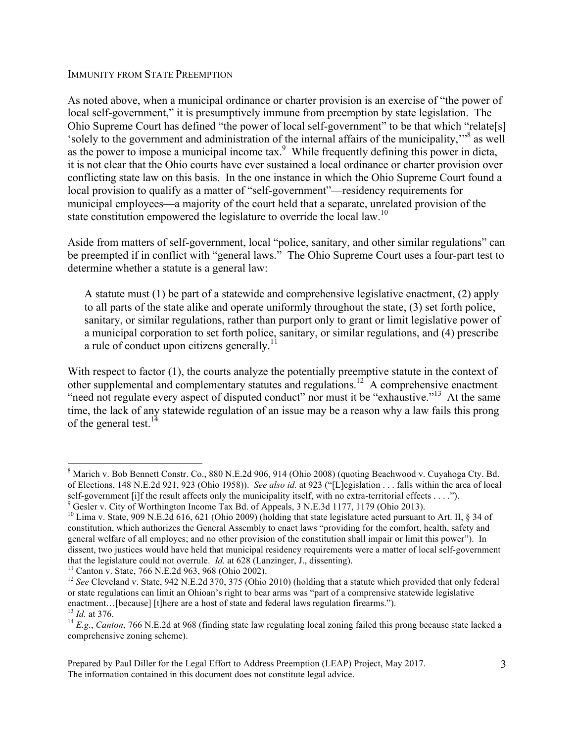## IMMUNITY FROM STATE PREEMPTION

As noted above, when a municipal ordinance or charter provision is an exercise of "the power of local self-government," it is presumptively immune from preemption by state legislation. The Ohio Supreme Court has defined "the power of local self-government" to be that which "relate[s] 'solely to the government and administration of the internal affairs of the municipality,'"[8] as well as the power to impose a municipal income tax.[9] While frequently defining this power in dicta, it is not clear that the Ohio courts have ever sustained a local ordinance or charter provision over conflicting state law on this basis. In the one instance in which the Ohio Supreme Court found a local provision to qualify as a matter of "self-government"—residency requirements for municipal employees—a majority of the court held that a separate, unrelated provision of the state constitution empowered the legislature to override the local law.[10]

Aside from matters of self-government, local "police, sanitary, and other similar regulations" can be preempted if in conflict with "general laws." The Ohio Supreme Court uses a four-part test to determine whether a statute is a general law:

> A statute must (1) be part of a statewide and comprehensive legislative enactment, (2) apply to all parts of the state alike and operate uniformly throughout the state, (3) set forth police, sanitary, or similar regulations, rather than purport only to grant or limit legislative power of a municipal corporation to set forth police, sanitary, or similar regulations, and (4) prescribe a rule of conduct upon citizens generally.[11]

With respect to factor (1), the courts analyze the potentially preemptive statute in the context of other supplemental and complementary statutes and regulations.[12] A comprehensive enactment "need not regulate every aspect of disputed conduct" nor must it be "exhaustive."[13] At the same time, the lack of any statewide regulation of an issue may be a reason why a law fails this prong of the general test.[14]

---

[8] Marich v. Bob Bennett Constr. Co., 880 N.E.2d 906, 914 (Ohio 2008) (quoting Beachwood v. Cuyahoga Cty. Bd. of Elections, 148 N.E.2d 921, 923 (Ohio 1958)). *See also id.* at 923 ("[L]egislation . . . falls within the area of local self-government [i]f the result affects only the municipality itself, with no extra-territorial effects . . . .").

[9] Gesler v. City of Worthington Income Tax Bd. of Appeals, 3 N.E.3d 1177, 1179 (Ohio 2013).

[10] Lima v. State, 909 N.E.2d 616, 621 (Ohio 2009) (holding that state legislature acted pursuant to Art. II, § 34 of constitution, which authorizes the General Assembly to enact laws "providing for the comfort, health, safety and general welfare of all employes; and no other provision of the constitution shall impair or limit this power"). In dissent, two justices would have held that municipal residency requirements were a matter of local self-government that the legislature could not overrule. *Id.* at 628 (Lanzinger, J., dissenting).

[11] Canton v. State, 766 N.E.2d 963, 968 (Ohio 2002).

[12] *See* Cleveland v. State, 942 N.E.2d 370, 375 (Ohio 2010) (holding that a statute which provided that only federal or state regulations can limit an Ohioan's right to bear arms was "part of a comprensive statewide legislative enactment…[because] [t]here are a host of state and federal laws regulation firearms.").

[13] *Id.* at 376.

[14] *E.g.*, *Canton*, 766 N.E.2d at 968 (finding state law regulating local zoning failed this prong because state lacked a comprehensive zoning scheme).

Prepared by Paul Diller for the Legal Effort to Address Preemption (LEAP) Project, May 2017.
The information contained in this document does not constitute legal advice.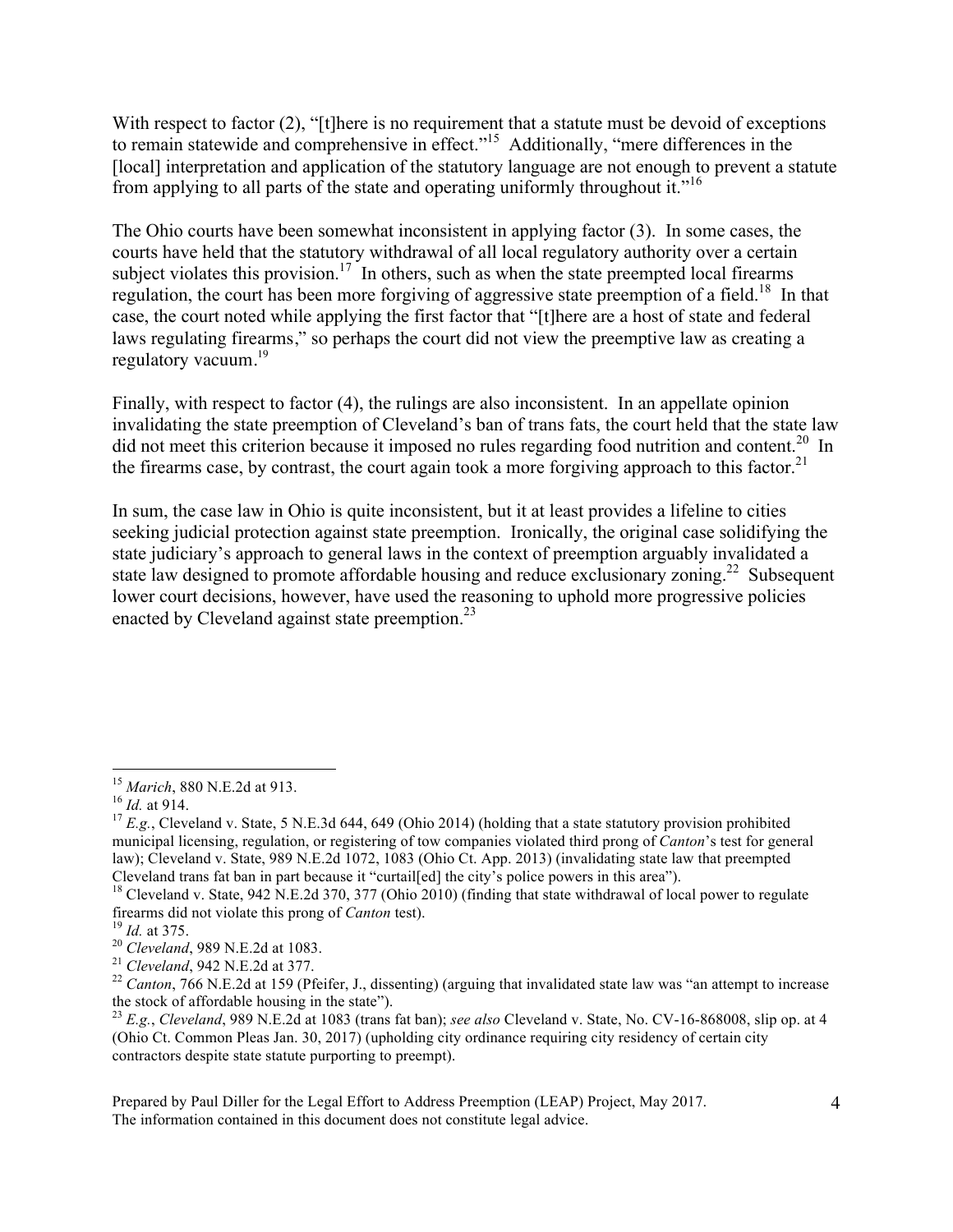With respect to factor (2), "[t]here is no requirement that a statute must be devoid of exceptions to remain statewide and comprehensive in effect."[15] Additionally, "mere differences in the [local] interpretation and application of the statutory language are not enough to prevent a statute from applying to all parts of the state and operating uniformly throughout it."[16]

The Ohio courts have been somewhat inconsistent in applying factor (3). In some cases, the courts have held that the statutory withdrawal of all local regulatory authority over a certain subject violates this provision.[17] In others, such as when the state preempted local firearms regulation, the court has been more forgiving of aggressive state preemption of a field.[18] In that case, the court noted while applying the first factor that "[t]here are a host of state and federal laws regulating firearms," so perhaps the court did not view the preemptive law as creating a regulatory vacuum.[19]

Finally, with respect to factor (4), the rulings are also inconsistent. In an appellate opinion invalidating the state preemption of Cleveland's ban of trans fats, the court held that the state law did not meet this criterion because it imposed no rules regarding food nutrition and content.[20] In the firearms case, by contrast, the court again took a more forgiving approach to this factor.[21]

In sum, the case law in Ohio is quite inconsistent, but it at least provides a lifeline to cities seeking judicial protection against state preemption. Ironically, the original case solidifying the state judiciary's approach to general laws in the context of preemption arguably invalidated a state law designed to promote affordable housing and reduce exclusionary zoning.[22] Subsequent lower court decisions, however, have used the reasoning to uphold more progressive policies enacted by Cleveland against state preemption.[23]

---

[15] *Marich*, 880 N.E.2d at 913.

[16] *Id.* at 914.

[17] *E.g.*, Cleveland v. State, 5 N.E.3d 644, 649 (Ohio 2014) (holding that a state statutory provision prohibited municipal licensing, regulation, or registering of tow companies violated third prong of *Canton*'s test for general law); Cleveland v. State, 989 N.E.2d 1072, 1083 (Ohio Ct. App. 2013) (invalidating state law that preempted Cleveland trans fat ban in part because it "curtail[ed] the city's police powers in this area").

[18] Cleveland v. State, 942 N.E.2d 370, 377 (Ohio 2010) (finding that state withdrawal of local power to regulate firearms did not violate this prong of *Canton* test).

[19] *Id.* at 375.

[20] *Cleveland*, 989 N.E.2d at 1083.

[21] *Cleveland*, 942 N.E.2d at 377.

[22] *Canton*, 766 N.E.2d at 159 (Pfeifer, J., dissenting) (arguing that invalidated state law was "an attempt to increase the stock of affordable housing in the state").

[23] *E.g.*, *Cleveland*, 989 N.E.2d at 1083 (trans fat ban); *see also* Cleveland v. State, No. CV-16-868008, slip op. at 4 (Ohio Ct. Common Pleas Jan. 30, 2017) (upholding city ordinance requiring city residency of certain city contractors despite state statute purporting to preempt).

Prepared by Paul Diller for the Legal Effort to Address Preemption (LEAP) Project, May 2017.
The information contained in this document does not constitute legal advice.